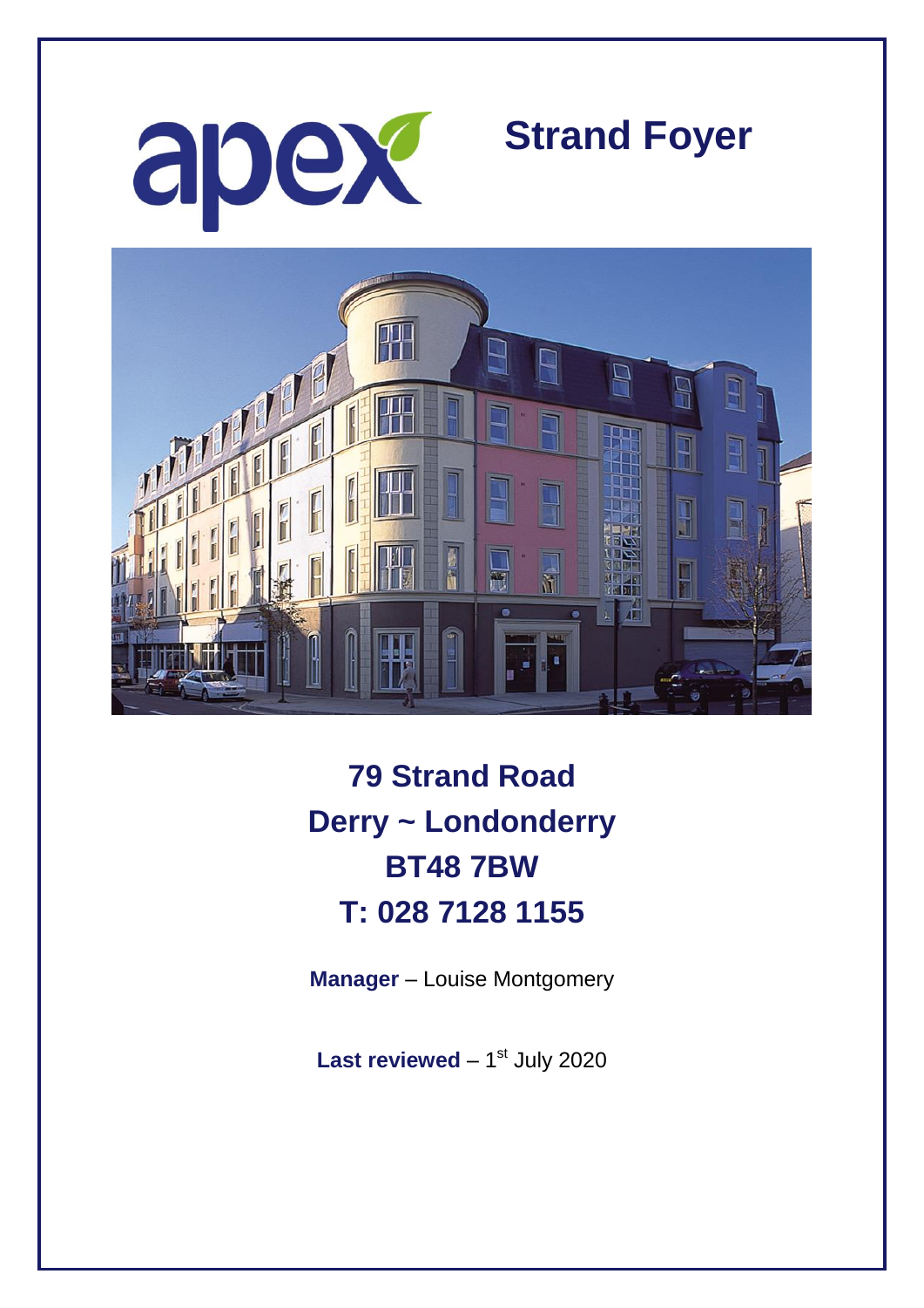apex

# Strand Foyer

## 79 Strand Road
## Derry ~ Londonderry
## BT48 7BW
## T: 028 7128 1155

**Manager** – Louise Montgomery

**Last reviewed** – 1st July 2020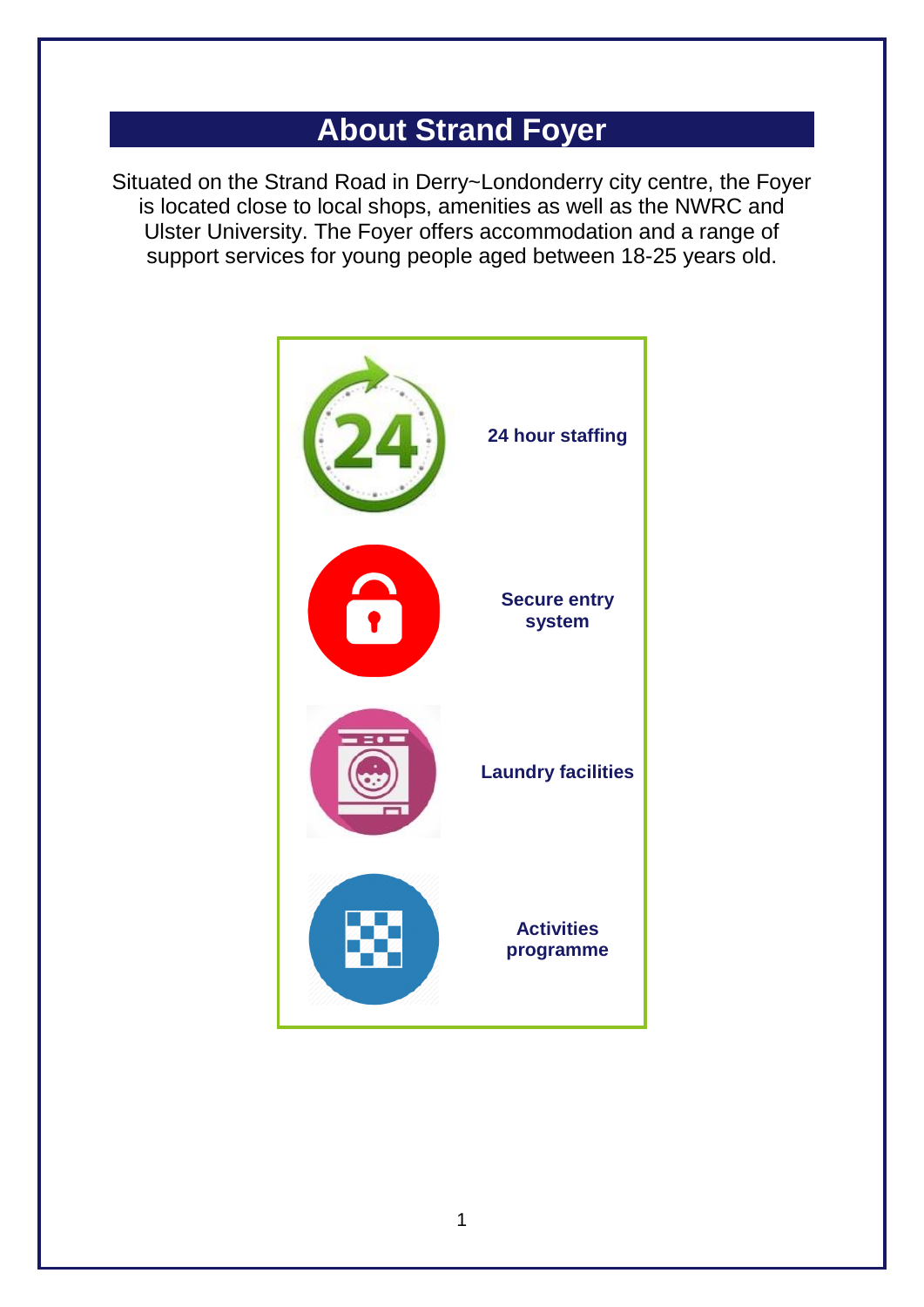# About Strand Foyer

Situated on the Strand Road in Derry~Londonderry city centre, the Foyer is located close to local shops, amenities as well as the NWRC and Ulster University. The Foyer offers accommodation and a range of support services for young people aged between 18-25 years old.

**24 hour staffing**

**Secure entry system**

**Laundry facilities**

**Activities programme**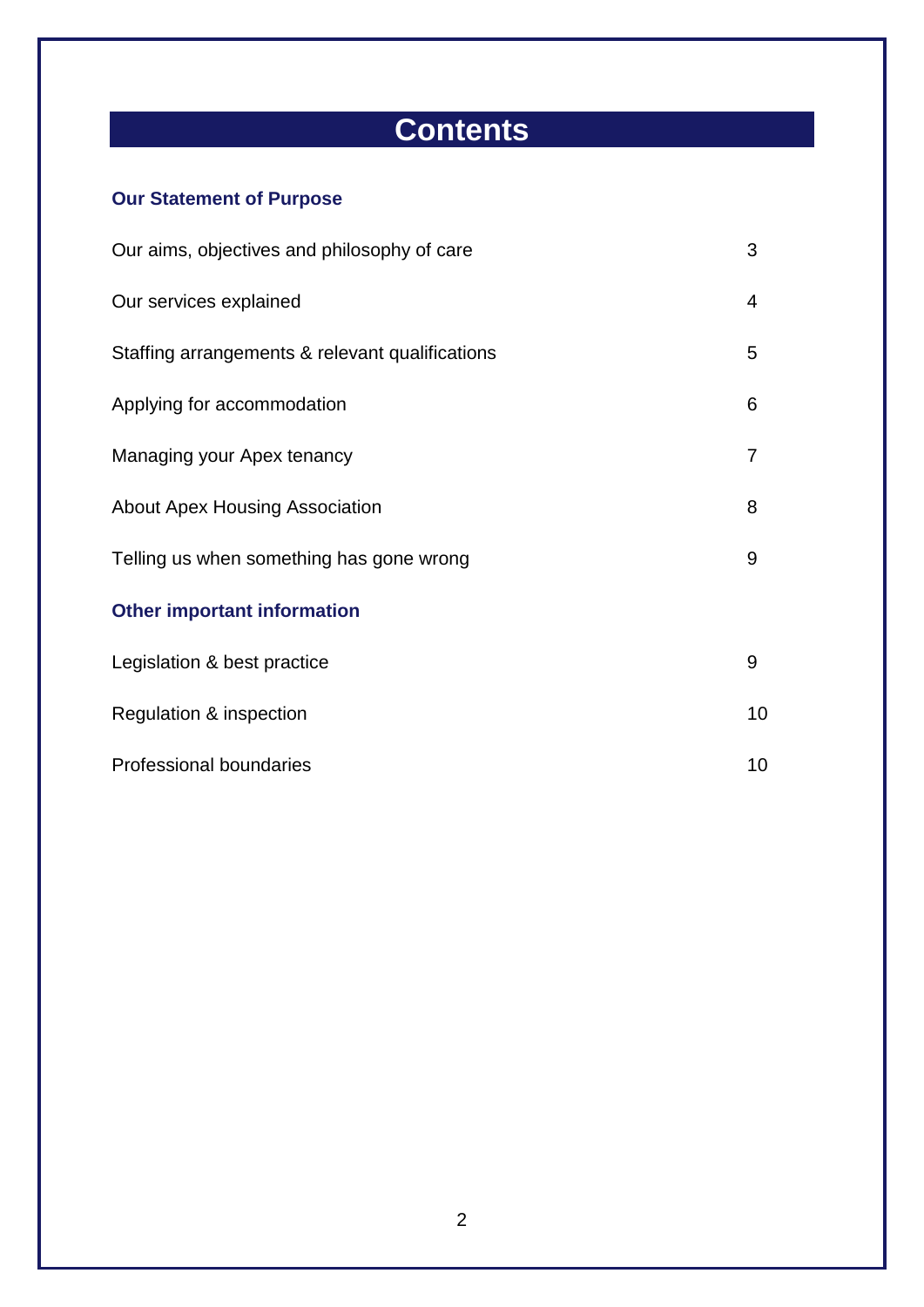# Contents

**Our Statement of Purpose**

| | |
|---|---|
| Our aims, objectives and philosophy of care | 3 |
| Our services explained | 4 |
| Staffing arrangements & relevant qualifications | 5 |
| Applying for accommodation | 6 |
| Managing your Apex tenancy | 7 |
| About Apex Housing Association | 8 |
| Telling us when something has gone wrong | 9 |

**Other important information**

| | |
|---|---|
| Legislation & best practice | 9 |
| Regulation & inspection | 10 |
| Professional boundaries | 10 |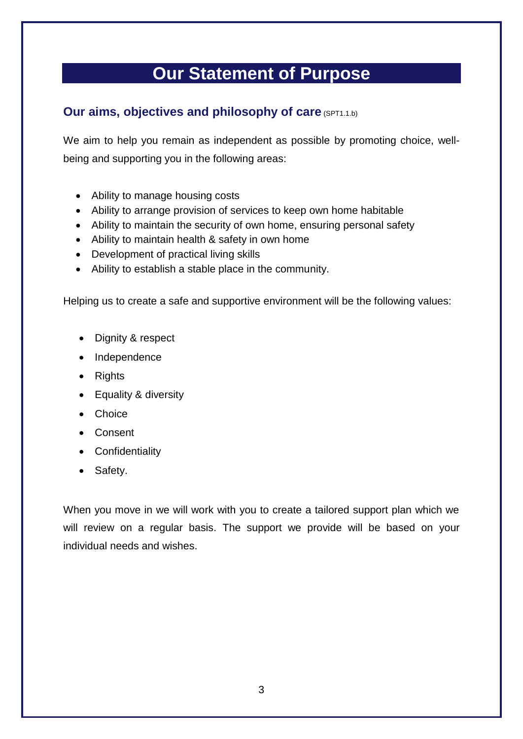# Our Statement of Purpose

## Our aims, objectives and philosophy of care (SPT1.1.b)

We aim to help you remain as independent as possible by promoting choice, well-being and supporting you in the following areas:

- Ability to manage housing costs
- Ability to arrange provision of services to keep own home habitable
- Ability to maintain the security of own home, ensuring personal safety
- Ability to maintain health & safety in own home
- Development of practical living skills
- Ability to establish a stable place in the community.

Helping us to create a safe and supportive environment will be the following values:

- Dignity & respect
- Independence
- Rights
- Equality & diversity
- Choice
- Consent
- Confidentiality
- Safety.

When you move in we will work with you to create a tailored support plan which we will review on a regular basis. The support we provide will be based on your individual needs and wishes.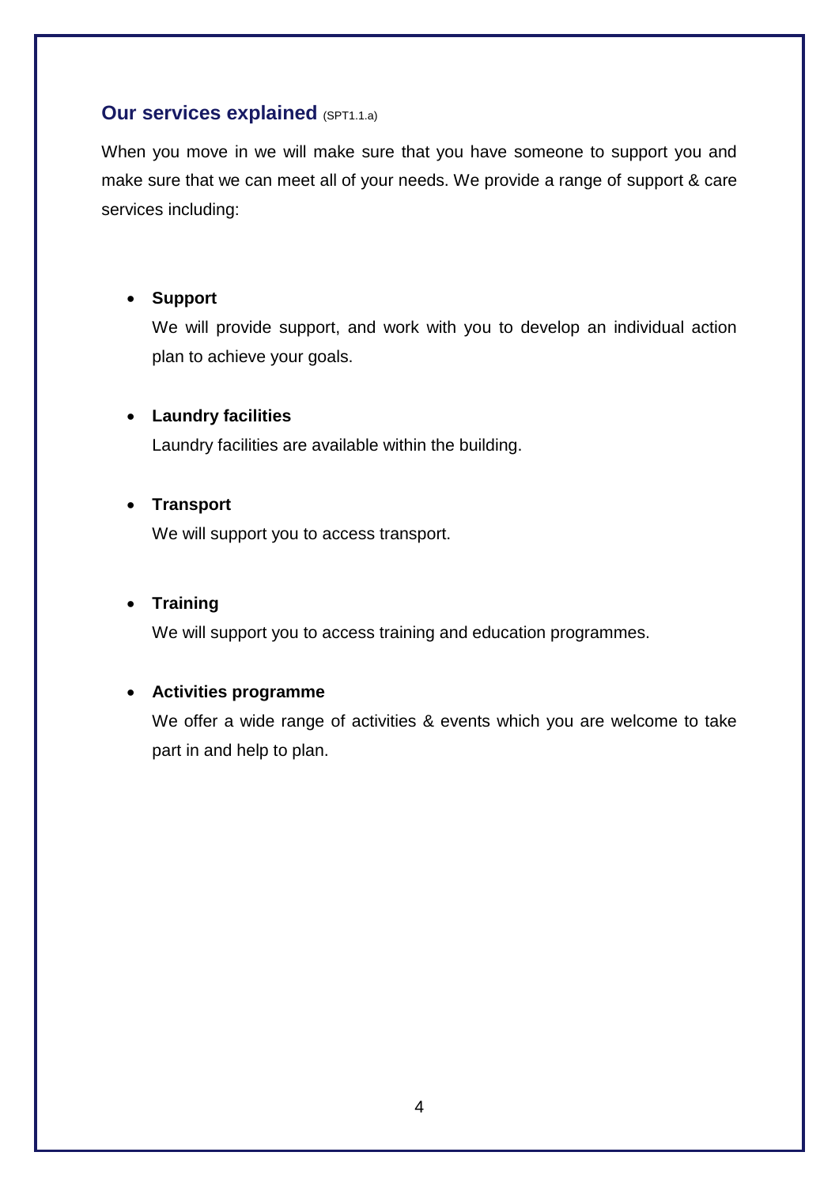## Our services explained (SPT1.1.a)

When you move in we will make sure that you have someone to support you and make sure that we can meet all of your needs. We provide a range of support & care services including:

- **Support**

  We will provide support, and work with you to develop an individual action plan to achieve your goals.

- **Laundry facilities**

  Laundry facilities are available within the building.

- **Transport**

  We will support you to access transport.

- **Training**

  We will support you to access training and education programmes.

- **Activities programme**

  We offer a wide range of activities & events which you are welcome to take part in and help to plan.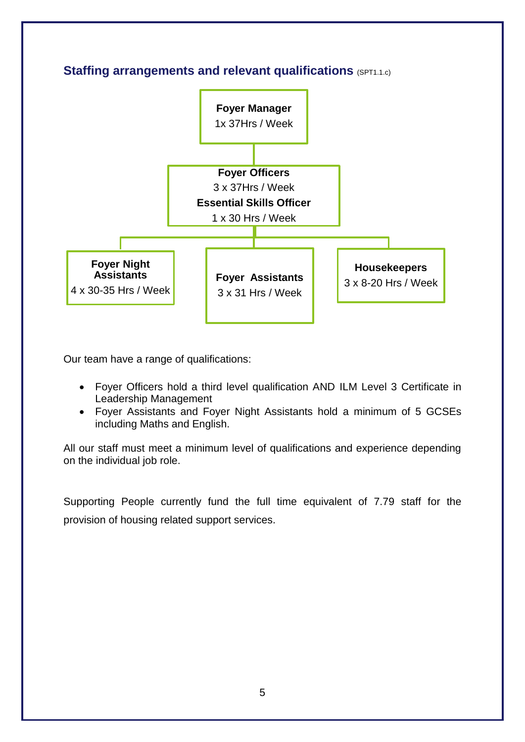## Staffing arrangements and relevant qualifications (SPT1.1.c)

**Foyer Manager**
1x 37Hrs / Week

**Foyer Officers**
3 x 37Hrs / Week
**Essential Skills Officer**
1 x 30 Hrs / Week

**Foyer Night Assistants**
4 x 30-35 Hrs / Week

**Foyer Assistants**
3 x 31 Hrs / Week

**Housekeepers**
3 x 8-20 Hrs / Week

Our team have a range of qualifications:

- Foyer Officers hold a third level qualification AND ILM Level 3 Certificate in Leadership Management
- Foyer Assistants and Foyer Night Assistants hold a minimum of 5 GCSEs including Maths and English.

All our staff must meet a minimum level of qualifications and experience depending on the individual job role.

Supporting People currently fund the full time equivalent of 7.79 staff for the provision of housing related support services.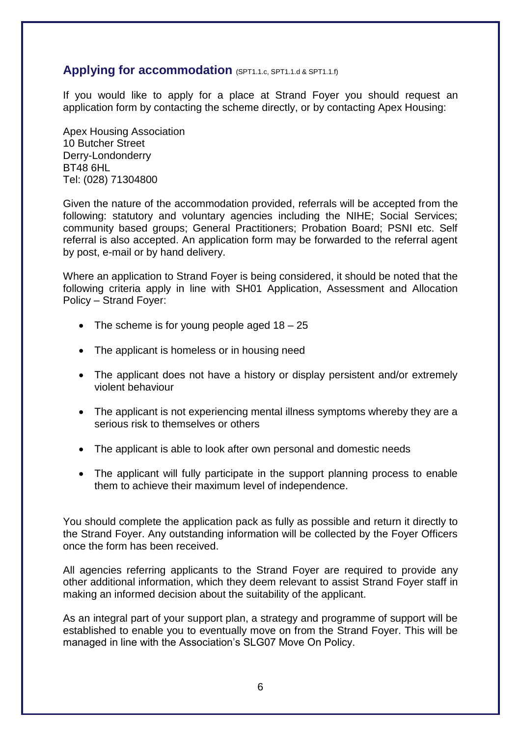## Applying for accommodation (SPT1.1.c, SPT1.1.d & SPT1.1.f)

If you would like to apply for a place at Strand Foyer you should request an application form by contacting the scheme directly, or by contacting Apex Housing:

Apex Housing Association
10 Butcher Street
Derry-Londonderry
BT48 6HL
Tel: (028) 71304800

Given the nature of the accommodation provided, referrals will be accepted from the following: statutory and voluntary agencies including the NIHE; Social Services; community based groups; General Practitioners; Probation Board; PSNI etc. Self referral is also accepted. An application form may be forwarded to the referral agent by post, e-mail or by hand delivery.

Where an application to Strand Foyer is being considered, it should be noted that the following criteria apply in line with SH01 Application, Assessment and Allocation Policy – Strand Foyer:

- The scheme is for young people aged 18 – 25
- The applicant is homeless or in housing need
- The applicant does not have a history or display persistent and/or extremely violent behaviour
- The applicant is not experiencing mental illness symptoms whereby they are a serious risk to themselves or others
- The applicant is able to look after own personal and domestic needs
- The applicant will fully participate in the support planning process to enable them to achieve their maximum level of independence.

You should complete the application pack as fully as possible and return it directly to the Strand Foyer. Any outstanding information will be collected by the Foyer Officers once the form has been received.

All agencies referring applicants to the Strand Foyer are required to provide any other additional information, which they deem relevant to assist Strand Foyer staff in making an informed decision about the suitability of the applicant.

As an integral part of your support plan, a strategy and programme of support will be established to enable you to eventually move on from the Strand Foyer. This will be managed in line with the Association's SLG07 Move On Policy.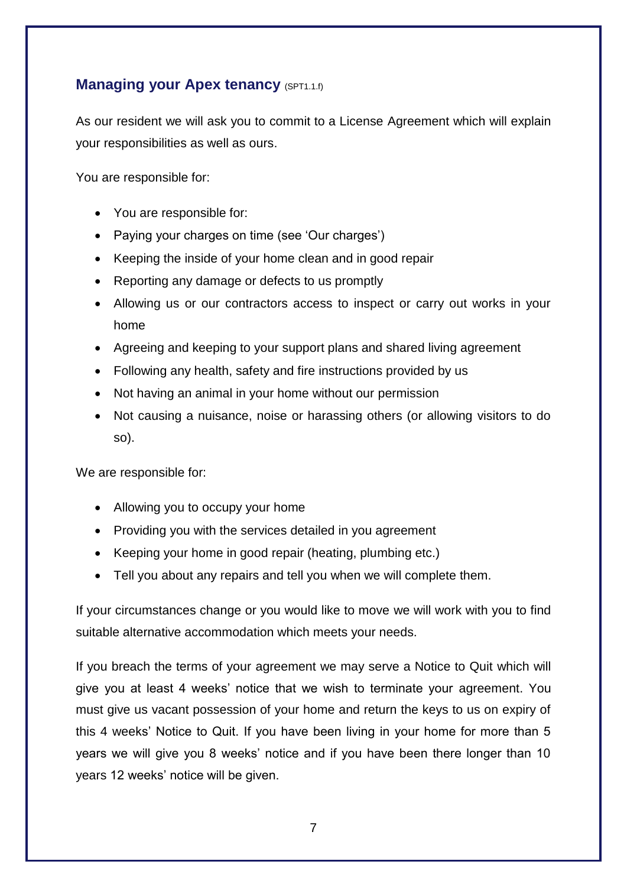## Managing your Apex tenancy (SPT1.1.f)

As our resident we will ask you to commit to a License Agreement which will explain your responsibilities as well as ours.

You are responsible for:

- You are responsible for:
- Paying your charges on time (see 'Our charges')
- Keeping the inside of your home clean and in good repair
- Reporting any damage or defects to us promptly
- Allowing us or our contractors access to inspect or carry out works in your home
- Agreeing and keeping to your support plans and shared living agreement
- Following any health, safety and fire instructions provided by us
- Not having an animal in your home without our permission
- Not causing a nuisance, noise or harassing others (or allowing visitors to do so).

We are responsible for:

- Allowing you to occupy your home
- Providing you with the services detailed in you agreement
- Keeping your home in good repair (heating, plumbing etc.)
- Tell you about any repairs and tell you when we will complete them.

If your circumstances change or you would like to move we will work with you to find suitable alternative accommodation which meets your needs.

If you breach the terms of your agreement we may serve a Notice to Quit which will give you at least 4 weeks' notice that we wish to terminate your agreement. You must give us vacant possession of your home and return the keys to us on expiry of this 4 weeks' Notice to Quit. If you have been living in your home for more than 5 years we will give you 8 weeks' notice and if you have been there longer than 10 years 12 weeks' notice will be given.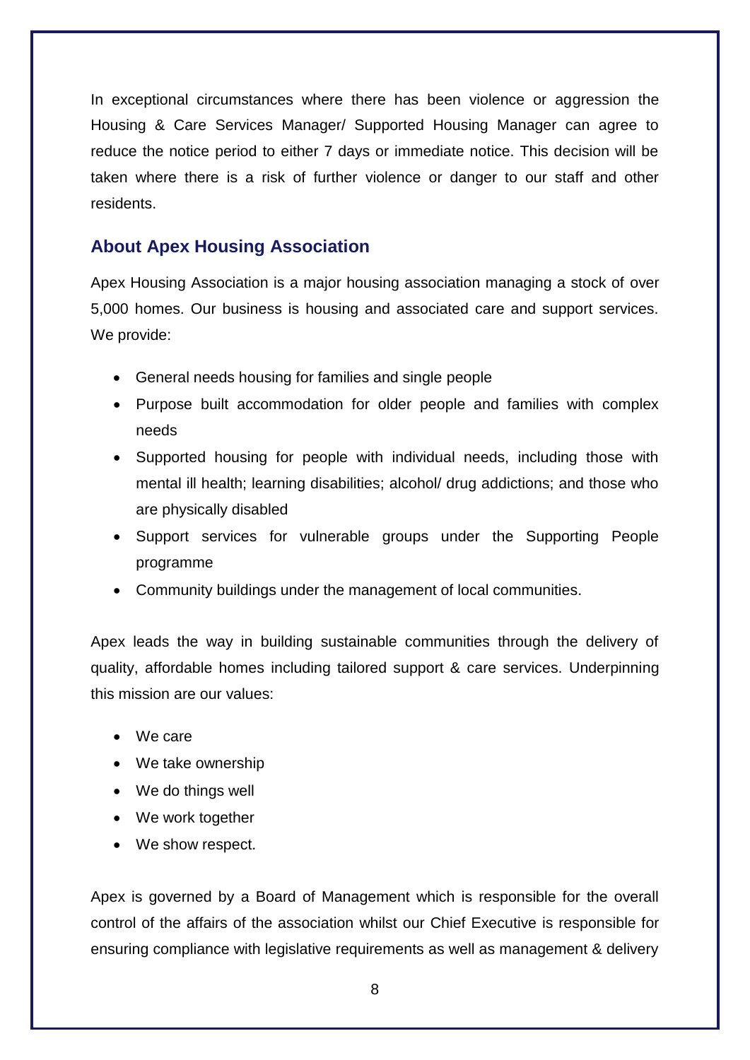In exceptional circumstances where there has been violence or aggression the Housing & Care Services Manager/ Supported Housing Manager can agree to reduce the notice period to either 7 days or immediate notice. This decision will be taken where there is a risk of further violence or danger to our staff and other residents.

## About Apex Housing Association

Apex Housing Association is a major housing association managing a stock of over 5,000 homes. Our business is housing and associated care and support services. We provide:

- General needs housing for families and single people
- Purpose built accommodation for older people and families with complex needs
- Supported housing for people with individual needs, including those with mental ill health; learning disabilities; alcohol/ drug addictions; and those who are physically disabled
- Support services for vulnerable groups under the Supporting People programme
- Community buildings under the management of local communities.

Apex leads the way in building sustainable communities through the delivery of quality, affordable homes including tailored support & care services. Underpinning this mission are our values:

- We care
- We take ownership
- We do things well
- We work together
- We show respect.

Apex is governed by a Board of Management which is responsible for the overall control of the affairs of the association whilst our Chief Executive is responsible for ensuring compliance with legislative requirements as well as management & delivery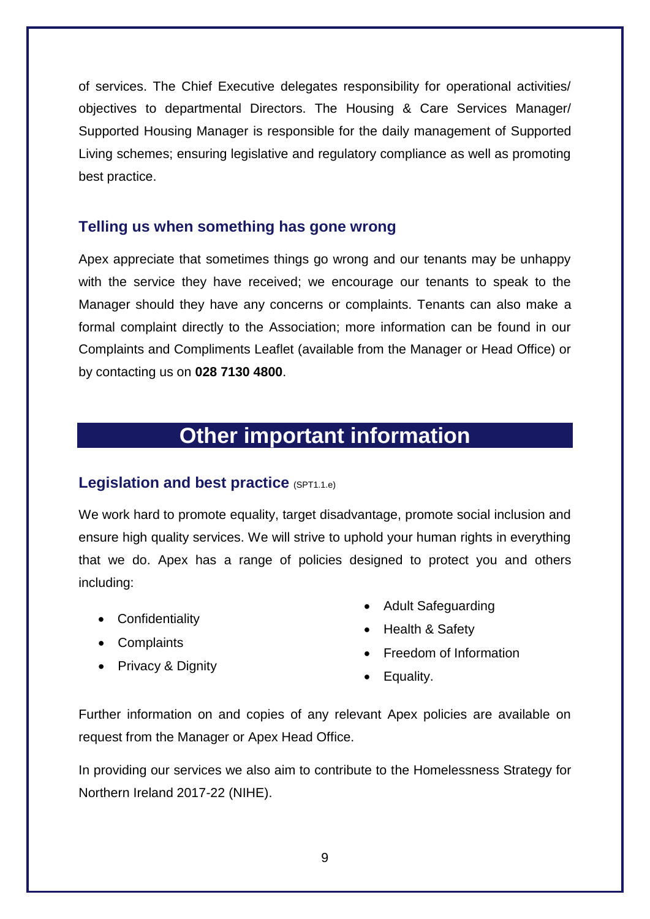of services. The Chief Executive delegates responsibility for operational activities/ objectives to departmental Directors. The Housing & Care Services Manager/ Supported Housing Manager is responsible for the daily management of Supported Living schemes; ensuring legislative and regulatory compliance as well as promoting best practice.

### Telling us when something has gone wrong

Apex appreciate that sometimes things go wrong and our tenants may be unhappy with the service they have received; we encourage our tenants to speak to the Manager should they have any concerns or complaints. Tenants can also make a formal complaint directly to the Association; more information can be found in our Complaints and Compliments Leaflet (available from the Manager or Head Office) or by contacting us on **028 7130 4800**.

## Other important information

### Legislation and best practice (SPT1.1.e)

We work hard to promote equality, target disadvantage, promote social inclusion and ensure high quality services. We will strive to uphold your human rights in everything that we do. Apex has a range of policies designed to protect you and others including:

- Confidentiality
- Complaints
- Privacy & Dignity
- Adult Safeguarding
- Health & Safety
- Freedom of Information
- Equality.

Further information on and copies of any relevant Apex policies are available on request from the Manager or Apex Head Office.

In providing our services we also aim to contribute to the Homelessness Strategy for Northern Ireland 2017-22 (NIHE).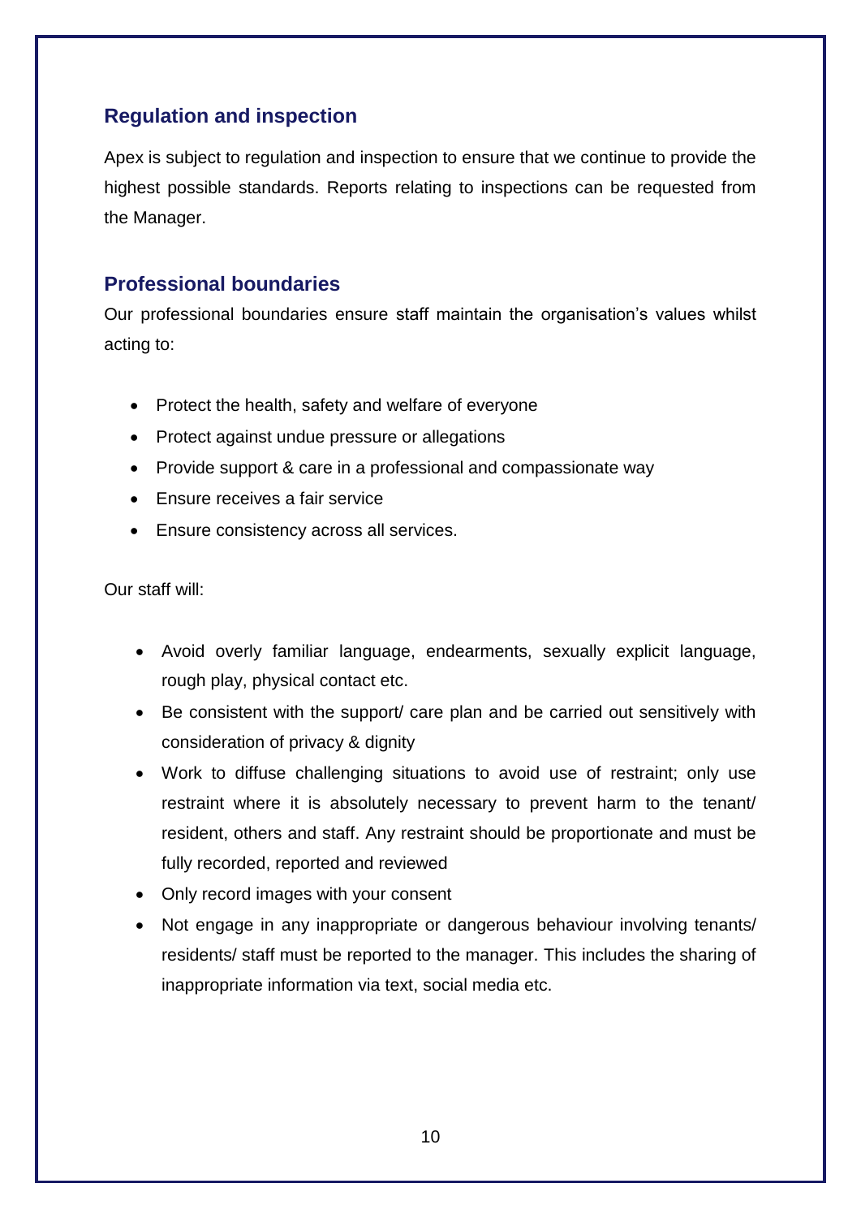## Regulation and inspection

Apex is subject to regulation and inspection to ensure that we continue to provide the highest possible standards. Reports relating to inspections can be requested from the Manager.

## Professional boundaries

Our professional boundaries ensure staff maintain the organisation's values whilst acting to:

- Protect the health, safety and welfare of everyone
- Protect against undue pressure or allegations
- Provide support & care in a professional and compassionate way
- Ensure receives a fair service
- Ensure consistency across all services.

Our staff will:

- Avoid overly familiar language, endearments, sexually explicit language, rough play, physical contact etc.
- Be consistent with the support/ care plan and be carried out sensitively with consideration of privacy & dignity
- Work to diffuse challenging situations to avoid use of restraint; only use restraint where it is absolutely necessary to prevent harm to the tenant/ resident, others and staff. Any restraint should be proportionate and must be fully recorded, reported and reviewed
- Only record images with your consent
- Not engage in any inappropriate or dangerous behaviour involving tenants/ residents/ staff must be reported to the manager. This includes the sharing of inappropriate information via text, social media etc.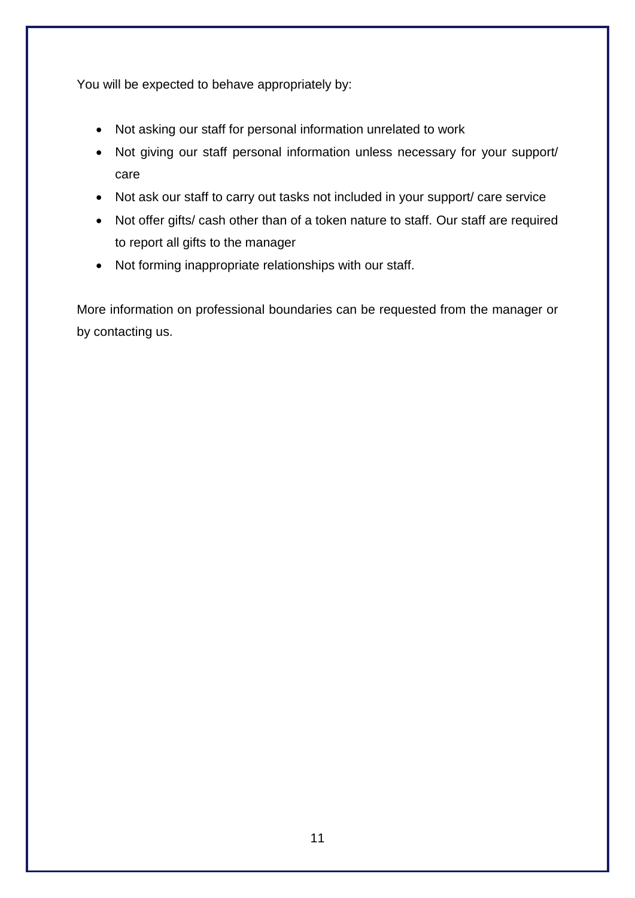You will be expected to behave appropriately by:

- Not asking our staff for personal information unrelated to work
- Not giving our staff personal information unless necessary for your support/ care
- Not ask our staff to carry out tasks not included in your support/ care service
- Not offer gifts/ cash other than of a token nature to staff. Our staff are required to report all gifts to the manager
- Not forming inappropriate relationships with our staff.

More information on professional boundaries can be requested from the manager or by contacting us.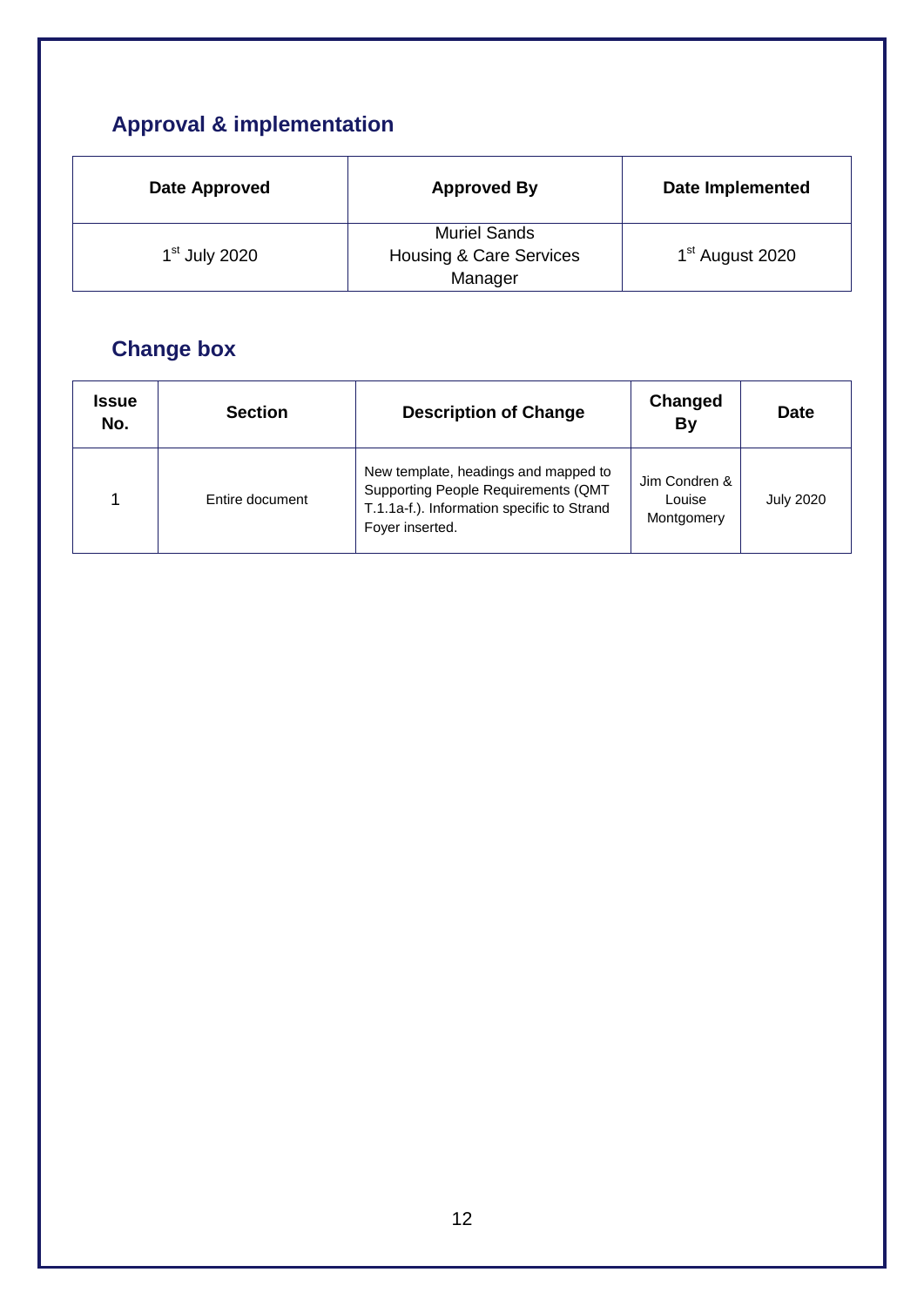## Approval & implementation

| Date Approved | Approved By | Date Implemented |
|---|---|---|
| 1st July 2020 | Muriel Sands<br>Housing & Care Services Manager | 1st August 2020 |

## Change box

| Issue No. | Section | Description of Change | Changed By | Date |
|---|---|---|---|---|
| 1 | Entire document | New template, headings and mapped to Supporting People Requirements (QMT T.1.1a-f.). Information specific to Strand Foyer inserted. | Jim Condren & Louise Montgomery | July 2020 |